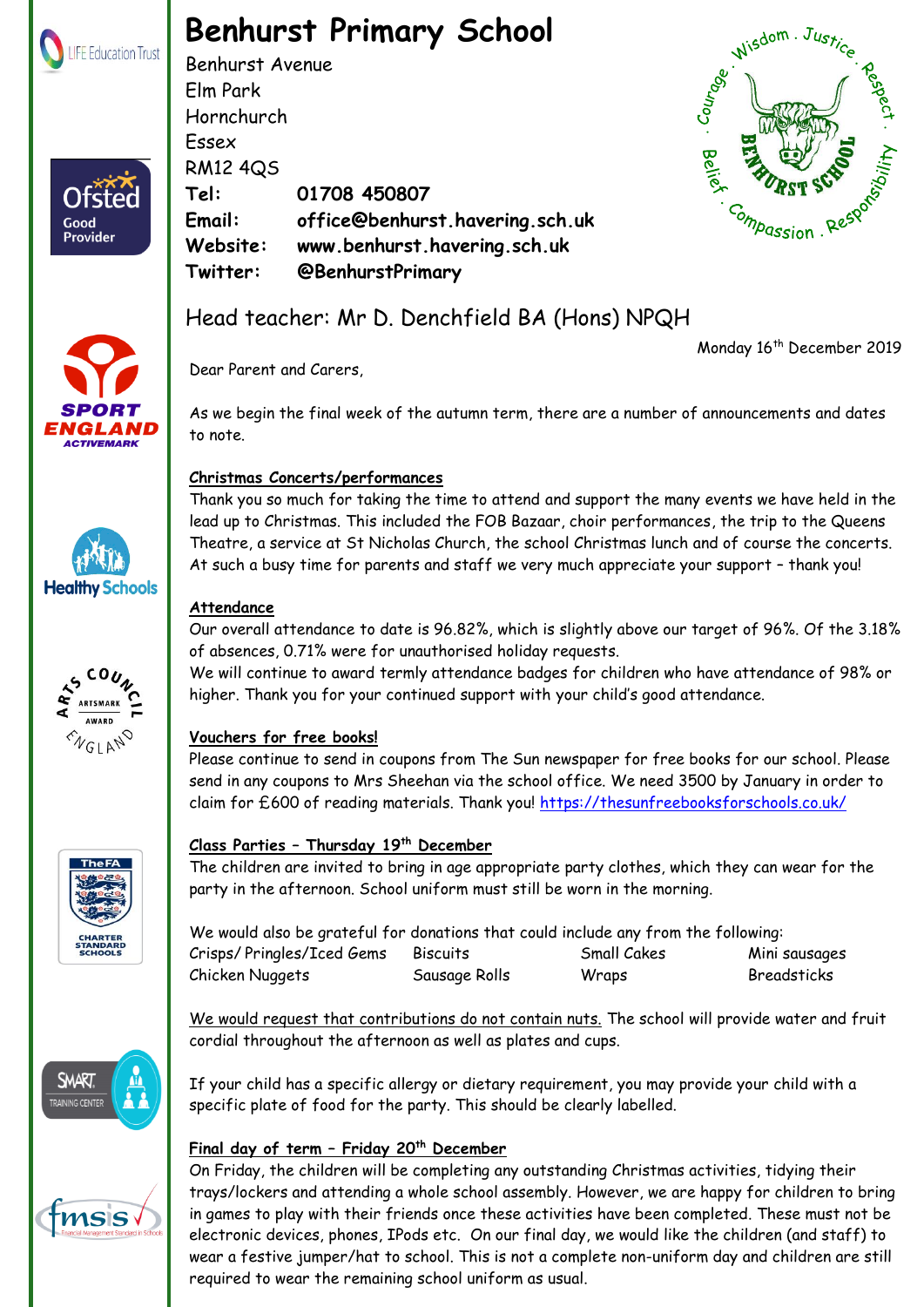# Benhurst Primary School

Benhurst Avenue
Elm Park
Hornchurch
Essex
RM12 4QS

**Tel:** **01708 450807**
**Email:** **office@benhurst.havering.sch.uk**
**Website:** **www.benhurst.havering.sch.uk**
**Twitter:** **@BenhurstPrimary**

Head teacher: Mr D. Denchfield BA (Hons) NPQH

Monday 16th December 2019

Dear Parent and Carers,

As we begin the final week of the autumn term, there are a number of announcements and dates to note.

**Christmas Concerts/performances**

Thank you so much for taking the time to attend and support the many events we have held in the lead up to Christmas. This included the FOB Bazaar, choir performances, the trip to the Queens Theatre, a service at St Nicholas Church, the school Christmas lunch and of course the concerts. At such a busy time for parents and staff we very much appreciate your support – thank you!

**Attendance**

Our overall attendance to date is 96.82%, which is slightly above our target of 96%. Of the 3.18% of absences, 0.71% were for unauthorised holiday requests.
We will continue to award termly attendance badges for children who have attendance of 98% or higher. Thank you for your continued support with your child's good attendance.

**Vouchers for free books!**

Please continue to send in coupons from The Sun newspaper for free books for our school. Please send in any coupons to Mrs Sheehan via the school office. We need 3500 by January in order to claim for £600 of reading materials. Thank you! https://thesunfreebooksforschools.co.uk/

**Class Parties – Thursday 19th December**

The children are invited to bring in age appropriate party clothes, which they can wear for the party in the afternoon. School uniform must still be worn in the morning.

We would also be grateful for donations that could include any from the following:

| | | | |
|---|---|---|---|
| Crisps/ Pringles/Iced Gems | Biscuits | Small Cakes | Mini sausages |
| Chicken Nuggets | Sausage Rolls | Wraps | Breadsticks |

We would request that contributions do not contain nuts. The school will provide water and fruit cordial throughout the afternoon as well as plates and cups.

If your child has a specific allergy or dietary requirement, you may provide your child with a specific plate of food for the party. This should be clearly labelled.

**Final day of term – Friday 20th December**

On Friday, the children will be completing any outstanding Christmas activities, tidying their trays/lockers and attending a whole school assembly. However, we are happy for children to bring in games to play with their friends once these activities have been completed. These must not be electronic devices, phones, IPods etc. On our final day, we would like the children (and staff) to wear a festive jumper/hat to school. This is not a complete non-uniform day and children are still required to wear the remaining school uniform as usual.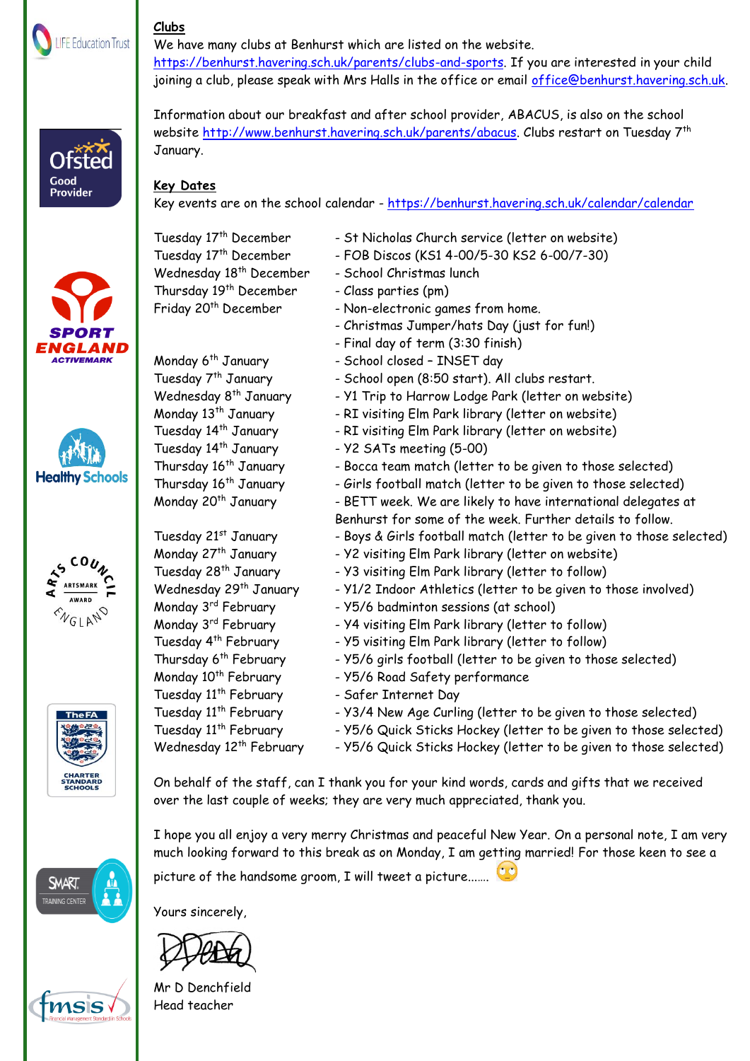**Clubs**

We have many clubs at Benhurst which are listed on the website. https://benhurst.havering.sch.uk/parents/clubs-and-sports. If you are interested in your child joining a club, please speak with Mrs Halls in the office or email office@benhurst.havering.sch.uk.

Information about our breakfast and after school provider, ABACUS, is also on the school website http://www.benhurst.havering.sch.uk/parents/abacus. Clubs restart on Tuesday 7th January.

**Key Dates**

Key events are on the school calendar - https://benhurst.havering.sch.uk/calendar/calendar

| | |
|---|---|
| Tuesday 17th December | - St Nicholas Church service (letter on website) |
| Tuesday 17th December | - FOB Discos (KS1 4-00/5-30 KS2 6-00/7-30) |
| Wednesday 18th December | - School Christmas lunch |
| Thursday 19th December | - Class parties (pm) |
| Friday 20th December | - Non-electronic games from home. |
| | - Christmas Jumper/hats Day (just for fun!) |
| | - Final day of term (3:30 finish) |
| Monday 6th January | - School closed – INSET day |
| Tuesday 7th January | - School open (8:50 start). All clubs restart. |
| Wednesday 8th January | - Y1 Trip to Harrow Lodge Park (letter on website) |
| Monday 13th January | - RI visiting Elm Park library (letter on website) |
| Tuesday 14th January | - RI visiting Elm Park library (letter on website) |
| Tuesday 14th January | - Y2 SATs meeting (5-00) |
| Thursday 16th January | - Bocca team match (letter to be given to those selected) |
| Thursday 16th January | - Girls football match (letter to be given to those selected) |
| Monday 20th January | - BETT week. We are likely to have international delegates at Benhurst for some of the week. Further details to follow. |
| Tuesday 21st January | - Boys & Girls football match (letter to be given to those selected) |
| Monday 27th January | - Y2 visiting Elm Park library (letter on website) |
| Tuesday 28th January | - Y3 visiting Elm Park library (letter to follow) |
| Wednesday 29th January | - Y1/2 Indoor Athletics (letter to be given to those involved) |
| Monday 3rd February | - Y5/6 badminton sessions (at school) |
| Monday 3rd February | - Y4 visiting Elm Park library (letter to follow) |
| Tuesday 4th February | - Y5 visiting Elm Park library (letter to follow) |
| Thursday 6th February | - Y5/6 girls football (letter to be given to those selected) |
| Monday 10th February | - Y5/6 Road Safety performance |
| Tuesday 11th February | - Safer Internet Day |
| Tuesday 11th February | - Y3/4 New Age Curling (letter to be given to those selected) |
| Tuesday 11th February | - Y5/6 Quick Sticks Hockey (letter to be given to those selected) |
| Wednesday 12th February | - Y5/6 Quick Sticks Hockey (letter to be given to those selected) |

On behalf of the staff, can I thank you for your kind words, cards and gifts that we received over the last couple of weeks; they are very much appreciated, thank you.

I hope you all enjoy a very merry Christmas and peaceful New Year. On a personal note, I am very much looking forward to this break as on Monday, I am getting married! For those keen to see a picture of the handsome groom, I will tweet a picture…….

Yours sincerely,

Mr D Denchfield
Head teacher